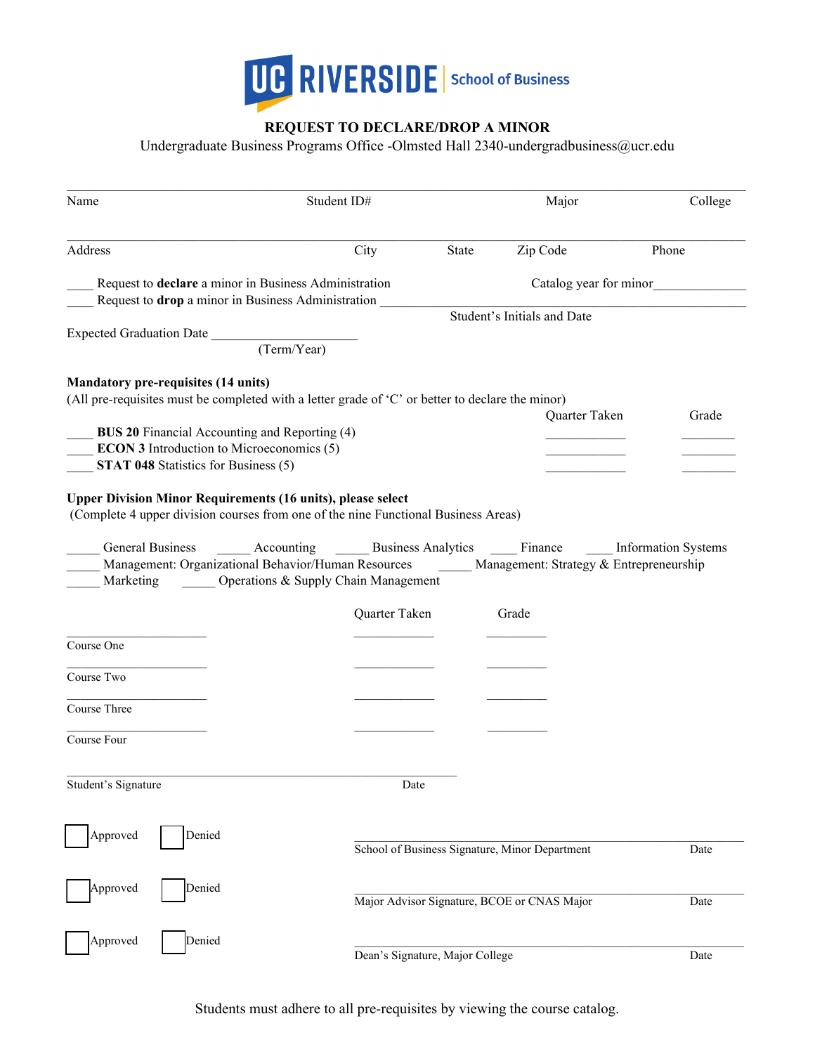UC RIVERSIDE | School of Business

# REQUEST TO DECLARE/DROP A MINOR

Undergraduate Business Programs Office -Olmsted Hall 2340-undergradbusiness@ucr.edu

| Name | Student ID# | Major | College |
|---|---|---|---|
| | | | |

| Address | City | State | Zip Code | Phone |
|---|---|---|---|---|
| | | | | |

____ Request to **declare** a minor in Business Administration        Catalog year for minor______________

____ Request to **drop** a minor in Business Administration ___________________________________

Student's Initials and Date

Expected Graduation Date ______________________
(Term/Year)

**Mandatory pre-requisites (14 units)**

(All pre-requisites must be completed with a letter grade of 'C' or better to declare the minor)

| | Quarter Taken | Grade |
|---|---|---|
| ____ **BUS 20** Financial Accounting and Reporting (4) | ____________ | ________ |
| ____ **ECON 3** Introduction to Microeconomics (5) | ____________ | ________ |
| ____ **STAT 048** Statistics for Business (5) | ____________ | ________ |

**Upper Division Minor Requirements (16 units), please select**

(Complete 4 upper division courses from one of the nine Functional Business Areas)

_____ General Business  _____ Accounting  _____ Business Analytics  ____ Finance  ____ Information Systems

_____ Management: Organizational Behavior/Human Resources  _____ Management: Strategy & Entrepreneurship

_____ Marketing  _____ Operations & Supply Chain Management

| | Quarter Taken | Grade |
|---|---|---|
| Course One | ____________ | _________ |
| Course Two | ____________ | _________ |
| Course Three | ____________ | _________ |
| Course Four | ____________ | _________ |

_____________________________________________________________

Student's Signature                                Date

☐ Approved  ☐ Denied        School of Business Signature, Minor Department        Date

☐ Approved  ☐ Denied        Major Advisor Signature, BCOE or CNAS Major        Date

☐ Approved  ☐ Denied        Dean's Signature, Major College        Date

Students must adhere to all pre-requisites by viewing the course catalog.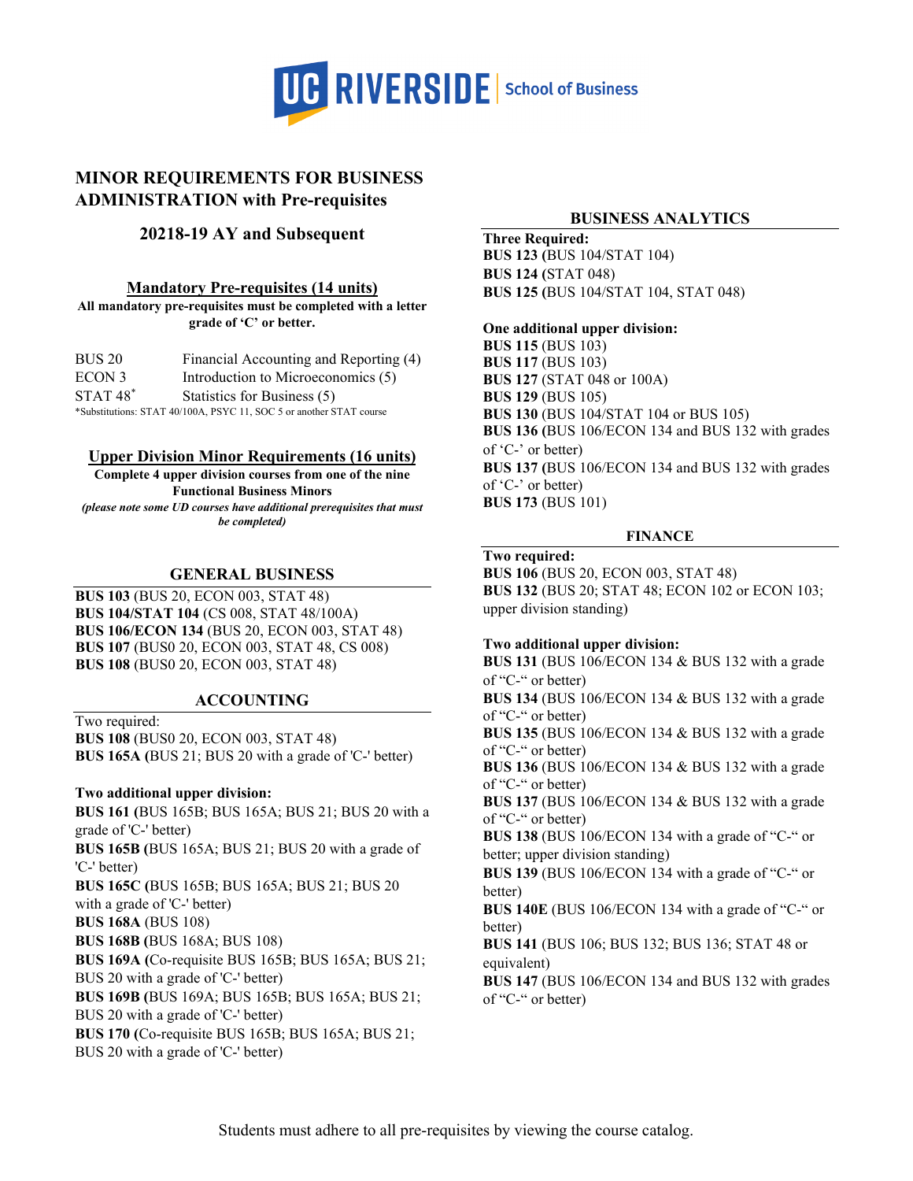UC RIVERSIDE | School of Business

## MINOR REQUIREMENTS FOR BUSINESS ADMINISTRATION with Pre-requisites

### 20218-19 AY and Subsequent

### Mandatory Pre-requisites (14 units)

**All mandatory pre-requisites must be completed with a letter grade of 'C' or better.**

| | |
|---|---|
| BUS 20 | Financial Accounting and Reporting (4) |
| ECON 3 | Introduction to Microeconomics (5) |
| STAT 48* | Statistics for Business (5) |

*Substitutions: STAT 40/100A, PSYC 11, SOC 5 or another STAT course

### Upper Division Minor Requirements (16 units)

**Complete 4 upper division courses from one of the nine Functional Business Minors**

***(please note some UD courses have additional prerequisites that must be completed)***

### GENERAL BUSINESS

**BUS 103** (BUS 20, ECON 003, STAT 48)
**BUS 104/STAT 104** (CS 008, STAT 48/100A)
**BUS 106/ECON 134** (BUS 20, ECON 003, STAT 48)
**BUS 107** (BUS0 20, ECON 003, STAT 48, CS 008)
**BUS 108** (BUS0 20, ECON 003, STAT 48)

### ACCOUNTING

Two required:
**BUS 108** (BUS0 20, ECON 003, STAT 48)
**BUS 165A (**BUS 21; BUS 20 with a grade of 'C-' better)

**Two additional upper division:**
**BUS 161 (**BUS 165B; BUS 165A; BUS 21; BUS 20 with a grade of 'C-' better)
**BUS 165B (**BUS 165A; BUS 21; BUS 20 with a grade of 'C-' better)
**BUS 165C (**BUS 165B; BUS 165A; BUS 21; BUS 20 with a grade of 'C-' better)
**BUS 168A** (BUS 108)
**BUS 168B (**BUS 168A; BUS 108)
**BUS 169A (**Co-requisite BUS 165B; BUS 165A; BUS 21; BUS 20 with a grade of 'C-' better)
**BUS 169B (**BUS 169A; BUS 165B; BUS 165A; BUS 21; BUS 20 with a grade of 'C-' better)
**BUS 170 (**Co-requisite BUS 165B; BUS 165A; BUS 21; BUS 20 with a grade of 'C-' better)

### BUSINESS ANALYTICS

**Three Required:**
**BUS 123 (**BUS 104/STAT 104)
**BUS 124 (**STAT 048)
**BUS 125 (**BUS 104/STAT 104, STAT 048)

**One additional upper division:**
**BUS 115** (BUS 103)
**BUS 117** (BUS 103)
**BUS 127** (STAT 048 or 100A)
**BUS 129** (BUS 105)
**BUS 130** (BUS 104/STAT 104 or BUS 105)
**BUS 136 (**BUS 106/ECON 134 and BUS 132 with grades of 'C-' or better)
**BUS 137 (**BUS 106/ECON 134 and BUS 132 with grades of 'C-' or better)
**BUS 173** (BUS 101)

### FINANCE

**Two required:**
**BUS 106** (BUS 20, ECON 003, STAT 48)
**BUS 132** (BUS 20; STAT 48; ECON 102 or ECON 103; upper division standing)

**Two additional upper division:**
**BUS 131** (BUS 106/ECON 134 & BUS 132 with a grade of "C-" or better)
**BUS 134** (BUS 106/ECON 134 & BUS 132 with a grade of "C-" or better)
**BUS 135** (BUS 106/ECON 134 & BUS 132 with a grade of "C-" or better)
**BUS 136** (BUS 106/ECON 134 & BUS 132 with a grade of "C-" or better)
**BUS 137** (BUS 106/ECON 134 & BUS 132 with a grade of "C-" or better)
**BUS 138** (BUS 106/ECON 134 with a grade of "C-" or better; upper division standing)
**BUS 139** (BUS 106/ECON 134 with a grade of "C-" or better)
**BUS 140E** (BUS 106/ECON 134 with a grade of "C-" or better)
**BUS 141** (BUS 106; BUS 132; BUS 136; STAT 48 or equivalent)
**BUS 147** (BUS 106/ECON 134 and BUS 132 with grades of "C-" or better)

Students must adhere to all pre-requisites by viewing the course catalog.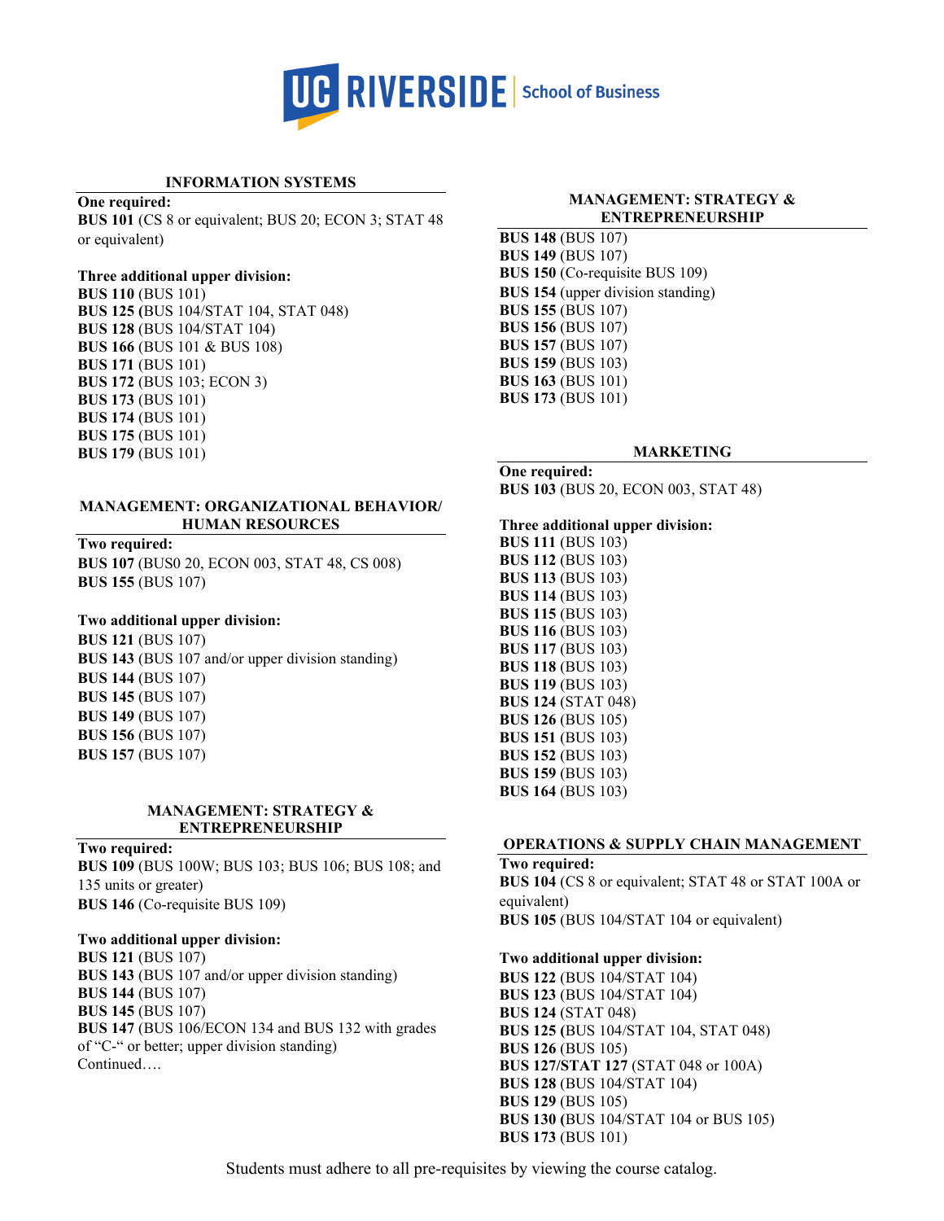## INFORMATION SYSTEMS

**One required:**

**BUS 101** (CS 8 or equivalent; BUS 20; ECON 3; STAT 48 or equivalent)

**Three additional upper division:**

**BUS 110** (BUS 101)
**BUS 125 (**BUS 104/STAT 104, STAT 048)
**BUS 128** (BUS 104/STAT 104)
**BUS 166** (BUS 101 & BUS 108)
**BUS 171** (BUS 101)
**BUS 172** (BUS 103; ECON 3)
**BUS 173** (BUS 101)
**BUS 174** (BUS 101)
**BUS 175** (BUS 101)
**BUS 179** (BUS 101)

## MANAGEMENT: ORGANIZATIONAL BEHAVIOR/ HUMAN RESOURCES

**Two required:**

**BUS 107** (BUS0 20, ECON 003, STAT 48, CS 008)
**BUS 155** (BUS 107)

**Two additional upper division:**

**BUS 121** (BUS 107)
**BUS 143** (BUS 107 and/or upper division standing)
**BUS 144** (BUS 107)
**BUS 145** (BUS 107)
**BUS 149** (BUS 107)
**BUS 156** (BUS 107)
**BUS 157** (BUS 107)

## MANAGEMENT: STRATEGY & ENTREPRENEURSHIP

**Two required:**

**BUS 109** (BUS 100W; BUS 103; BUS 106; BUS 108; and 135 units or greater)
**BUS 146** (Co-requisite BUS 109)

**Two additional upper division:**

**BUS 121** (BUS 107)
**BUS 143** (BUS 107 and/or upper division standing)
**BUS 144** (BUS 107)
**BUS 145** (BUS 107)
**BUS 147** (BUS 106/ECON 134 and BUS 132 with grades of "C-" or better; upper division standing)
Continued….

## MANAGEMENT: STRATEGY & ENTREPRENEURSHIP

**BUS 148** (BUS 107)
**BUS 149** (BUS 107)
**BUS 150** (Co-requisite BUS 109)
**BUS 154** (upper division standing)
**BUS 155** (BUS 107)
**BUS 156** (BUS 107)
**BUS 157** (BUS 107)
**BUS 159** (BUS 103)
**BUS 163** (BUS 101)
**BUS 173** (BUS 101)

## MARKETING

**One required:**

**BUS 103** (BUS 20, ECON 003, STAT 48)

**Three additional upper division:**

**BUS 111** (BUS 103)
**BUS 112** (BUS 103)
**BUS 113** (BUS 103)
**BUS 114** (BUS 103)
**BUS 115** (BUS 103)
**BUS 116** (BUS 103)
**BUS 117** (BUS 103)
**BUS 118** (BUS 103)
**BUS 119** (BUS 103)
**BUS 124** (STAT 048)
**BUS 126** (BUS 105)
**BUS 151** (BUS 103)
**BUS 152** (BUS 103)
**BUS 159** (BUS 103)
**BUS 164** (BUS 103)

## OPERATIONS & SUPPLY CHAIN MANAGEMENT

**Two required:**

**BUS 104** (CS 8 or equivalent; STAT 48 or STAT 100A or equivalent)
**BUS 105** (BUS 104/STAT 104 or equivalent)

**Two additional upper division:**

**BUS 122** (BUS 104/STAT 104)
**BUS 123** (BUS 104/STAT 104)
**BUS 124** (STAT 048)
**BUS 125 (**BUS 104/STAT 104, STAT 048)
**BUS 126** (BUS 105)
**BUS 127/STAT 127** (STAT 048 or 100A)
**BUS 128** (BUS 104/STAT 104)
**BUS 129** (BUS 105)
**BUS 130 (**BUS 104/STAT 104 or BUS 105)
**BUS 173** (BUS 101)

Students must adhere to all pre-requisites by viewing the course catalog.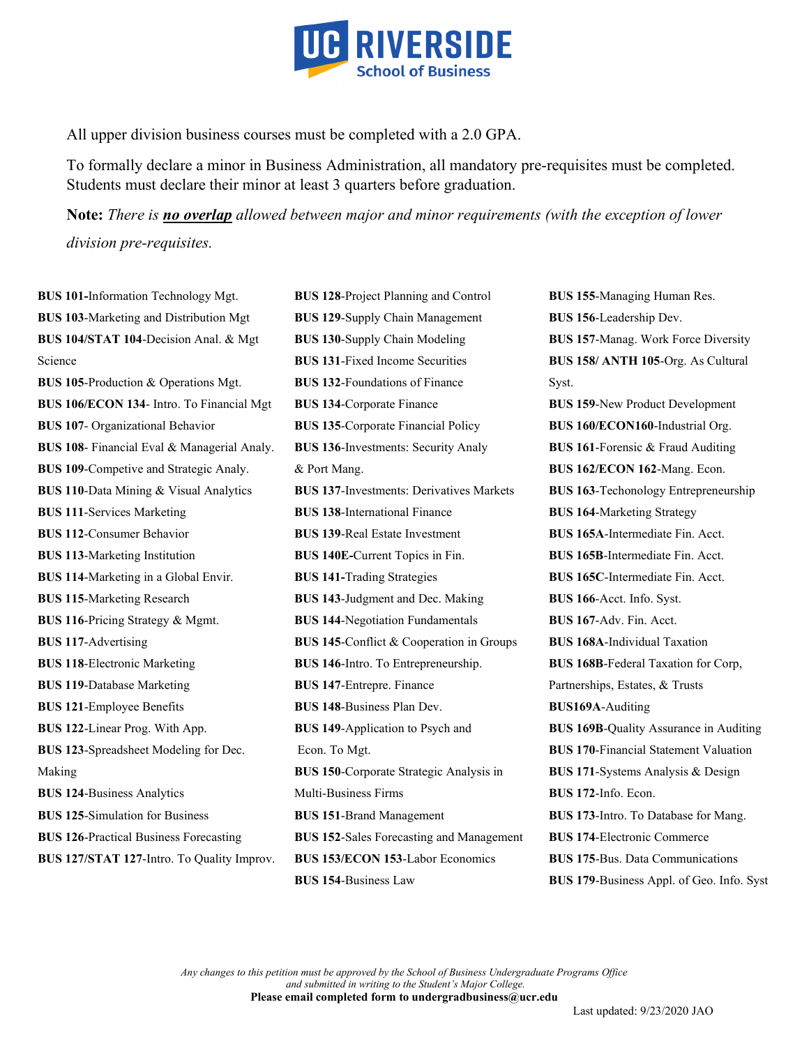# UC RIVERSIDE School of Business

All upper division business courses must be completed with a 2.0 GPA.

To formally declare a minor in Business Administration, all mandatory pre-requisites must be completed. Students must declare their minor at least 3 quarters before graduation.

**Note:** *There is **no overlap** allowed between major and minor requirements (with the exception of lower division pre-requisites.*

**BUS 101**-Information Technology Mgt.
**BUS 103**-Marketing and Distribution Mgt
**BUS 104/STAT 104**-Decision Anal. & Mgt Science
**BUS 105**-Production & Operations Mgt.
**BUS 106/ECON 134**- Intro. To Financial Mgt
**BUS 107**- Organizational Behavior
**BUS 108**- Financial Eval & Managerial Analy.
**BUS 109**-Competive and Strategic Analy.
**BUS 110**-Data Mining & Visual Analytics
**BUS 111**-Services Marketing
**BUS 112**-Consumer Behavior
**BUS 113**-Marketing Institution
**BUS 114**-Marketing in a Global Envir.
**BUS 115**-Marketing Research
**BUS 116**-Pricing Strategy & Mgmt.
**BUS 117**-Advertising
**BUS 118**-Electronic Marketing
**BUS 119**-Database Marketing
**BUS 121**-Employee Benefits
**BUS 122**-Linear Prog. With App.
**BUS 123**-Spreadsheet Modeling for Dec. Making
**BUS 124**-Business Analytics
**BUS 125**-Simulation for Business
**BUS 126**-Practical Business Forecasting
**BUS 127/STAT 127**-Intro. To Quality Improv.
**BUS 128**-Project Planning and Control
**BUS 129**-Supply Chain Management
**BUS 130**-Supply Chain Modeling
**BUS 131**-Fixed Income Securities
**BUS 132**-Foundations of Finance
**BUS 134**-Corporate Finance
**BUS 135**-Corporate Financial Policy
**BUS 136**-Investments: Security Analy & Port Mang.
**BUS 137**-Investments: Derivatives Markets
**BUS 138**-International Finance
**BUS 139**-Real Estate Investment
**BUS 140E**-Current Topics in Fin.
**BUS 141**-Trading Strategies
**BUS 143**-Judgment and Dec. Making
**BUS 144**-Negotiation Fundamentals
**BUS 145**-Conflict & Cooperation in Groups
**BUS 146**-Intro. To Entrepreneurship.
**BUS 147**-Entrepre. Finance
**BUS 148**-Business Plan Dev.
**BUS 149**-Application to Psych and Econ. To Mgt.
**BUS 150**-Corporate Strategic Analysis in Multi-Business Firms
**BUS 151**-Brand Management
**BUS 152**-Sales Forecasting and Management
**BUS 153/ECON 153**-Labor Economics
**BUS 154**-Business Law
**BUS 155**-Managing Human Res.
**BUS 156**-Leadership Dev.
**BUS 157**-Manag. Work Force Diversity
**BUS 158/ ANTH 105**-Org. As Cultural Syst.
**BUS 159**-New Product Development
**BUS 160/ECON160**-Industrial Org.
**BUS 161**-Forensic & Fraud Auditing
**BUS 162/ECON 162**-Mang. Econ.
**BUS 163**-Techonology Entrepreneurship
**BUS 164**-Marketing Strategy
**BUS 165A**-Intermediate Fin. Acct.
**BUS 165B**-Intermediate Fin. Acct.
**BUS 165C**-Intermediate Fin. Acct.
**BUS 166**-Acct. Info. Syst.
**BUS 167**-Adv. Fin. Acct.
**BUS 168A**-Individual Taxation
**BUS 168B**-Federal Taxation for Corp, Partnerships, Estates, & Trusts
**BUS169A**-Auditing
**BUS 169B**-Quality Assurance in Auditing
**BUS 170**-Financial Statement Valuation
**BUS 171**-Systems Analysis & Design
**BUS 172**-Info. Econ.
**BUS 173**-Intro. To Database for Mang.
**BUS 174**-Electronic Commerce
**BUS 175**-Bus. Data Communications
**BUS 179**-Business Appl. of Geo. Info. Syst

*Any changes to this petition must be approved by the School of Business Undergraduate Programs Office and submitted in writing to the Student's Major College.*
**Please email completed form to undergradbusiness@ucr.edu**

Last updated: 9/23/2020 JAO